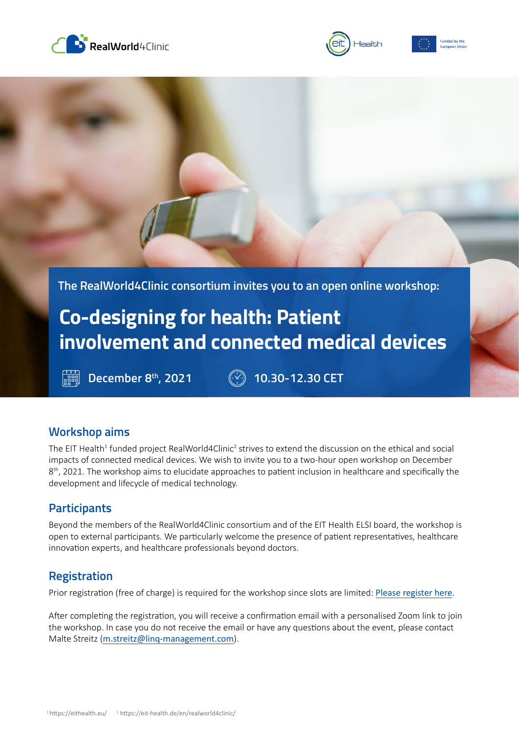RealWorld4Clinic

eit Health

Funded by the European Union

The RealWorld4Clinic consortium invites you to an open online workshop:

# Co-designing for health: Patient involvement and connected medical devices

December 8th, 2021 10.30-12.30 CET

## Workshop aims

The EIT Health[1] funded project RealWorld4Clinic[2] strives to extend the discussion on the ethical and social impacts of connected medical devices. We wish to invite you to a two-hour open workshop on December 8th, 2021. The workshop aims to elucidate approaches to patient inclusion in healthcare and specifically the development and lifecycle of medical technology.

## Participants

Beyond the members of the RealWorld4Clinic consortium and of the EIT Health ELSI board, the workshop is open to external participants. We particularly welcome the presence of patient representatives, healthcare innovation experts, and healthcare professionals beyond doctors.

## Registration

Prior registration (free of charge) is required for the workshop since slots are limited: [Please register here](#).

After completing the registration, you will receive a confirmation email with a personalised Zoom link to join the workshop. In case you do not receive the email or have any questions about the event, please contact Malte Streitz (m.streitz@linq-management.com).

[1] https://eithealth.eu/ [2] https://eit-health.de/en/realworld4clinic/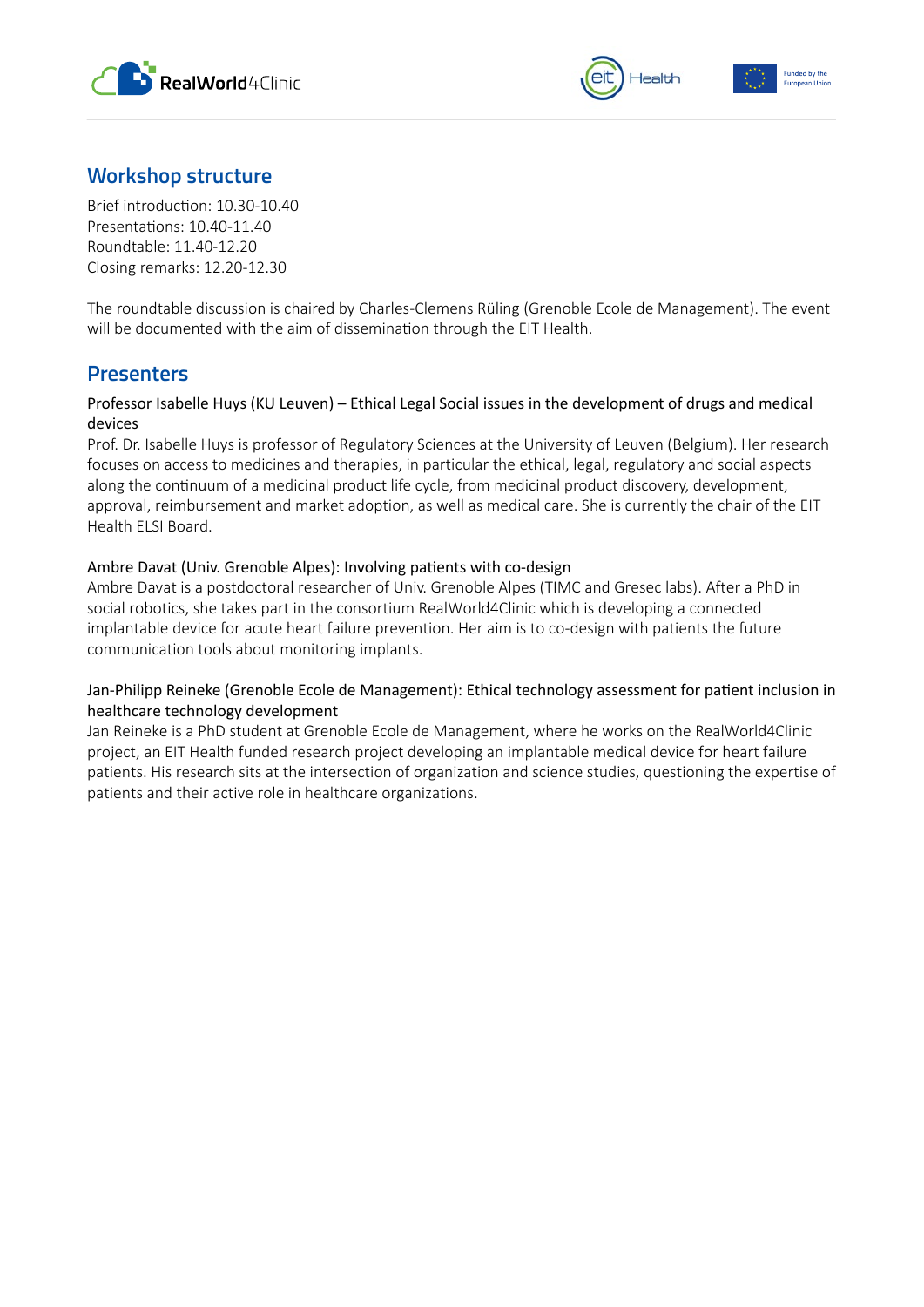## Workshop structure

Brief introduction: 10.30-10.40
Presentations: 10.40-11.40
Roundtable: 11.40-12.20
Closing remarks: 12.20-12.30

The roundtable discussion is chaired by Charles-Clemens Rüling (Grenoble Ecole de Management). The event will be documented with the aim of dissemination through the EIT Health.

## Presenters

Professor Isabelle Huys (KU Leuven) – Ethical Legal Social issues in the development of drugs and medical devices

Prof. Dr. Isabelle Huys is professor of Regulatory Sciences at the University of Leuven (Belgium). Her research focuses on access to medicines and therapies, in particular the ethical, legal, regulatory and social aspects along the continuum of a medicinal product life cycle, from medicinal product discovery, development, approval, reimbursement and market adoption, as well as medical care. She is currently the chair of the EIT Health ELSI Board.

Ambre Davat (Univ. Grenoble Alpes): Involving patients with co-design

Ambre Davat is a postdoctoral researcher of Univ. Grenoble Alpes (TIMC and Gresec labs). After a PhD in social robotics, she takes part in the consortium RealWorld4Clinic which is developing a connected implantable device for acute heart failure prevention. Her aim is to co-design with patients the future communication tools about monitoring implants.

Jan-Philipp Reineke (Grenoble Ecole de Management): Ethical technology assessment for patient inclusion in healthcare technology development

Jan Reineke is a PhD student at Grenoble Ecole de Management, where he works on the RealWorld4Clinic project, an EIT Health funded research project developing an implantable medical device for heart failure patients. His research sits at the intersection of organization and science studies, questioning the expertise of patients and their active role in healthcare organizations.